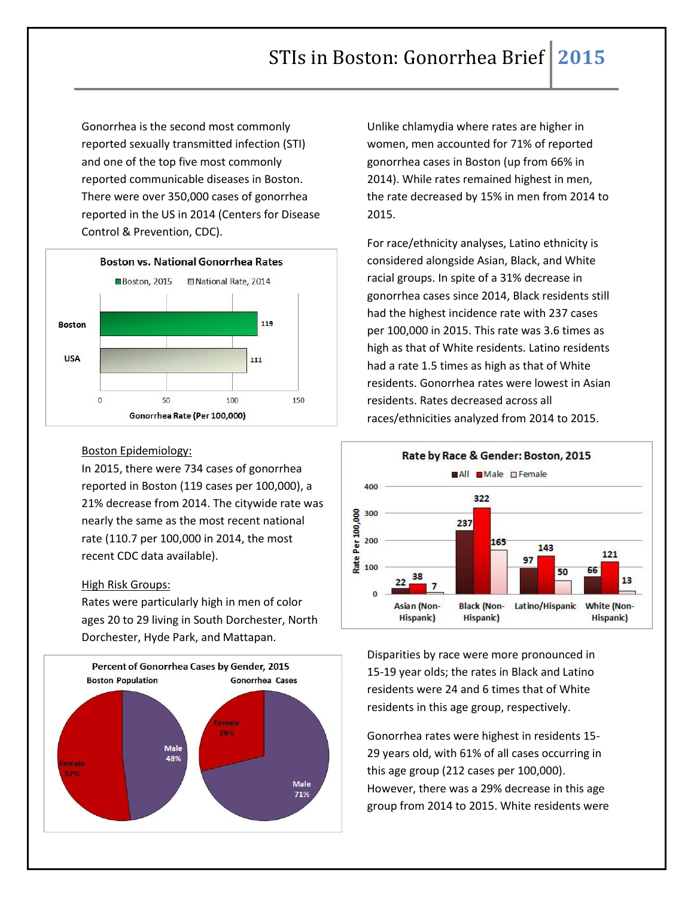# STIs in Boston: Gonorrhea Brief 2015

Gonorrhea is the second most commonly reported sexually transmitted infection (STI) and one of the top five most commonly reported communicable diseases in Boston. There were over 350,000 cases of gonorrhea reported in the US in 2014 (Centers for Disease Control & Prevention, CDC).

**Boston vs. National Gonorrhea Rates**

| | Gonorrhea Rate (Per 100,000) |
|---|---|
| Boston (Boston, 2015) | 119 |
| USA (National Rate, 2014) | 111 |

Boston Epidemiology:

In 2015, there were 734 cases of gonorrhea reported in Boston (119 cases per 100,000), a 21% decrease from 2014. The citywide rate was nearly the same as the most recent national rate (110.7 per 100,000 in 2014, the most recent CDC data available).

High Risk Groups:

Rates were particularly high in men of color ages 20 to 29 living in South Dorchester, North Dorchester, Hyde Park, and Mattapan.

**Percent of Gonorrhea Cases by Gender, 2015**

| | Boston Population | Gonorrhea Cases |
|---|---|---|
| Male | 48% | 71% |
| Female | 52% | 29% |

Unlike chlamydia where rates are higher in women, men accounted for 71% of reported gonorrhea cases in Boston (up from 66% in 2014). While rates remained highest in men, the rate decreased by 15% in men from 2014 to 2015.

For race/ethnicity analyses, Latino ethnicity is considered alongside Asian, Black, and White racial groups. In spite of a 31% decrease in gonorrhea cases since 2014, Black residents still had the highest incidence rate with 237 cases per 100,000 in 2015. This rate was 3.6 times as high as that of White residents. Latino residents had a rate 1.5 times as high as that of White residents. Gonorrhea rates were lowest in Asian residents. Rates decreased across all races/ethnicities analyzed from 2014 to 2015.

**Rate by Race & Gender: Boston, 2015** (Rate Per 100,000)

| | All | Male | Female |
|---|---|---|---|
| Asian (Non-Hispanic) | 22 | 38 | 7 |
| Black (Non-Hispanic) | 237 | 322 | 165 |
| Latino/Hispanic | 97 | 143 | 50 |
| White (Non-Hispanic) | 66 | 121 | 13 |

Disparities by race were more pronounced in 15-19 year olds; the rates in Black and Latino residents were 24 and 6 times that of White residents in this age group, respectively.

Gonorrhea rates were highest in residents 15-29 years old, with 61% of all cases occurring in this age group (212 cases per 100,000). However, there was a 29% decrease in this age group from 2014 to 2015. White residents were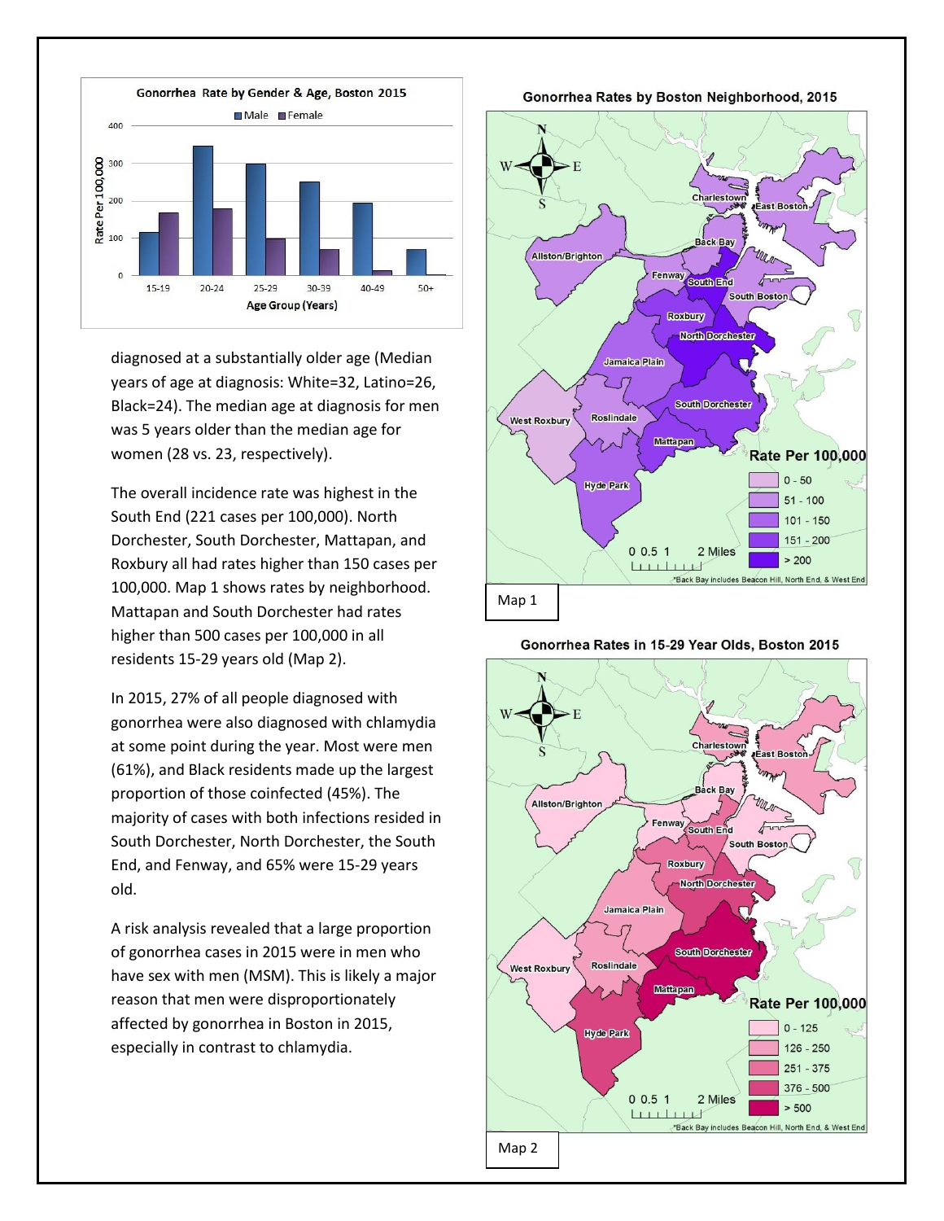diagnosed at a substantially older age (Median years of age at diagnosis: White=32, Latino=26, Black=24). The median age at diagnosis for men was 5 years older than the median age for women (28 vs. 23, respectively).

The overall incidence rate was highest in the South End (221 cases per 100,000). North Dorchester, South Dorchester, Mattapan, and Roxbury all had rates higher than 150 cases per 100,000. Map 1 shows rates by neighborhood. Mattapan and South Dorchester had rates higher than 500 cases per 100,000 in all residents 15-29 years old (Map 2).

In 2015, 27% of all people diagnosed with gonorrhea were also diagnosed with chlamydia at some point during the year. Most were men (61%), and Black residents made up the largest proportion of those coinfected (45%). The majority of cases with both infections resided in South Dorchester, North Dorchester, the South End, and Fenway, and 65% were 15-29 years old.

A risk analysis revealed that a large proportion of gonorrhea cases in 2015 were in men who have sex with men (MSM). This is likely a major reason that men were disproportionately affected by gonorrhea in Boston in 2015, especially in contrast to chlamydia.

**Gonorrhea Rate by Gender & Age, Boston 2015**

**Gonorrhea Rates by Boston Neighborhood, 2015**

Map 1

**Gonorrhea Rates in 15-29 Year Olds, Boston 2015**

Map 2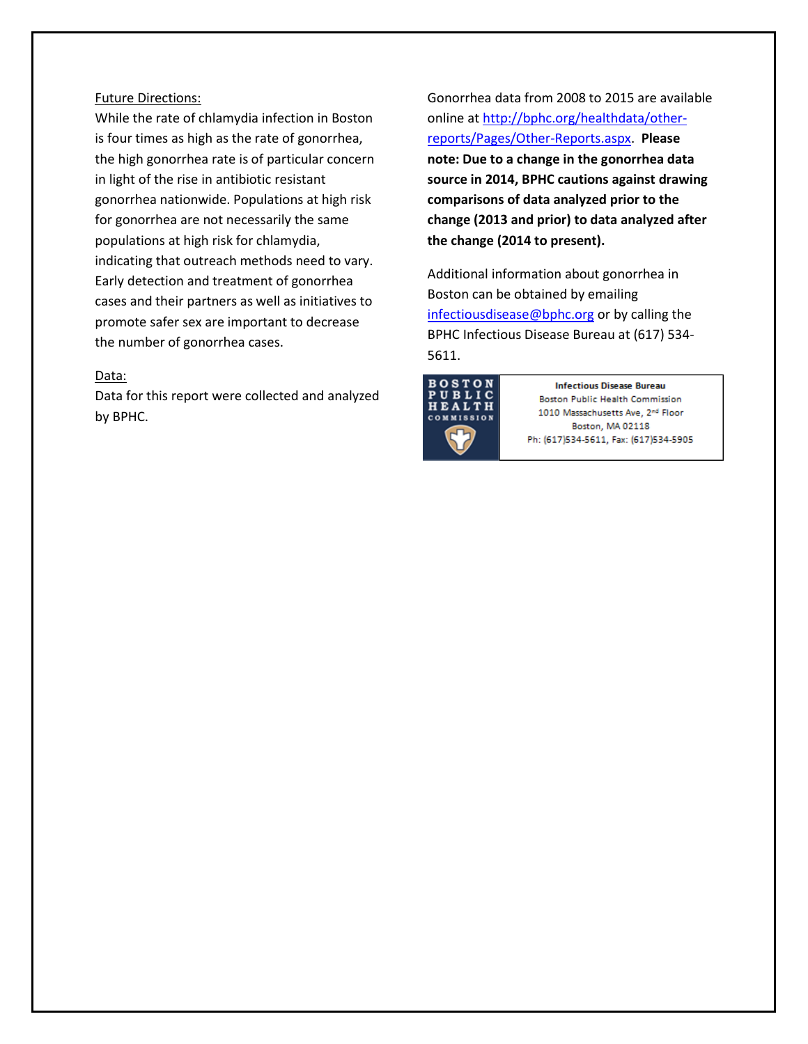Future Directions:

While the rate of chlamydia infection in Boston is four times as high as the rate of gonorrhea, the high gonorrhea rate is of particular concern in light of the rise in antibiotic resistant gonorrhea nationwide. Populations at high risk for gonorrhea are not necessarily the same populations at high risk for chlamydia, indicating that outreach methods need to vary. Early detection and treatment of gonorrhea cases and their partners as well as initiatives to promote safer sex are important to decrease the number of gonorrhea cases.

Data:

Data for this report were collected and analyzed by BPHC.

Gonorrhea data from 2008 to 2015 are available online at http://bphc.org/healthdata/other-reports/Pages/Other-Reports.aspx. **Please note: Due to a change in the gonorrhea data source in 2014, BPHC cautions against drawing comparisons of data analyzed prior to the change (2013 and prior) to data analyzed after the change (2014 to present).**

Additional information about gonorrhea in Boston can be obtained by emailing infectiousdisease@bphc.org or by calling the BPHC Infectious Disease Bureau at (617) 534-5611.

BOSTON PUBLIC HEALTH COMMISSION

**Infectious Disease Bureau**
Boston Public Health Commission
1010 Massachusetts Ave, 2nd Floor
Boston, MA 02118
Ph: (617)534-5611, Fax: (617)534-5905